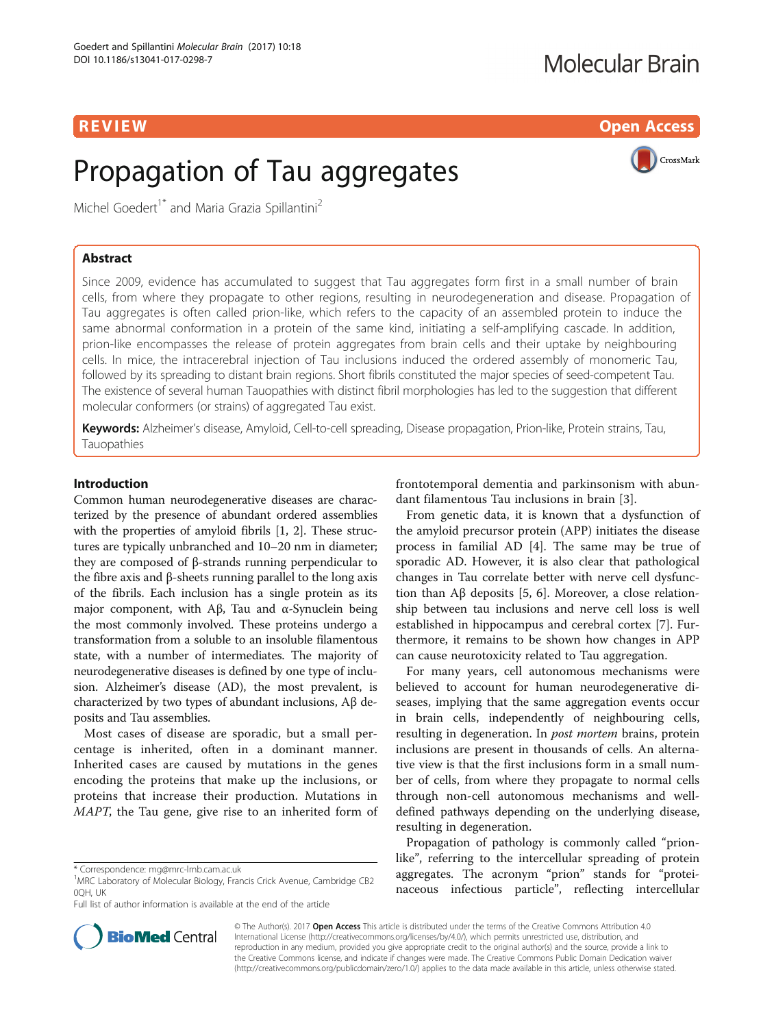REVIEW Open Access

# Propagation of Tau aggregates

Michel Goedert[1*] and Maria Grazia Spillantini[2]

## Abstract

Since 2009, evidence has accumulated to suggest that Tau aggregates form first in a small number of brain cells, from where they propagate to other regions, resulting in neurodegeneration and disease. Propagation of Tau aggregates is often called prion-like, which refers to the capacity of an assembled protein to induce the same abnormal conformation in a protein of the same kind, initiating a self-amplifying cascade. In addition, prion-like encompasses the release of protein aggregates from brain cells and their uptake by neighbouring cells. In mice, the intracerebral injection of Tau inclusions induced the ordered assembly of monomeric Tau, followed by its spreading to distant brain regions. Short fibrils constituted the major species of seed-competent Tau. The existence of several human Tauopathies with distinct fibril morphologies has led to the suggestion that different molecular conformers (or strains) of aggregated Tau exist.

**Keywords:** Alzheimer's disease, Amyloid, Cell-to-cell spreading, Disease propagation, Prion-like, Protein strains, Tau, Tauopathies

## Introduction

Common human neurodegenerative diseases are characterized by the presence of abundant ordered assemblies with the properties of amyloid fibrils [1, 2]. These structures are typically unbranched and 10–20 nm in diameter; they are composed of β-strands running perpendicular to the fibre axis and β-sheets running parallel to the long axis of the fibrils. Each inclusion has a single protein as its major component, with Aβ, Tau and α-Synuclein being the most commonly involved. These proteins undergo a transformation from a soluble to an insoluble filamentous state, with a number of intermediates. The majority of neurodegenerative diseases is defined by one type of inclusion. Alzheimer's disease (AD), the most prevalent, is characterized by two types of abundant inclusions, Aβ deposits and Tau assemblies.

Most cases of disease are sporadic, but a small percentage is inherited, often in a dominant manner. Inherited cases are caused by mutations in the genes encoding the proteins that make up the inclusions, or proteins that increase their production. Mutations in *MAPT*, the Tau gene, give rise to an inherited form of frontotemporal dementia and parkinsonism with abundant filamentous Tau inclusions in brain [3].

From genetic data, it is known that a dysfunction of the amyloid precursor protein (APP) initiates the disease process in familial AD [4]. The same may be true of sporadic AD. However, it is also clear that pathological changes in Tau correlate better with nerve cell dysfunction than Aβ deposits [5, 6]. Moreover, a close relationship between tau inclusions and nerve cell loss is well established in hippocampus and cerebral cortex [7]. Furthermore, it remains to be shown how changes in APP can cause neurotoxicity related to Tau aggregation.

For many years, cell autonomous mechanisms were believed to account for human neurodegenerative diseases, implying that the same aggregation events occur in brain cells, independently of neighbouring cells, resulting in degeneration. In *post mortem* brains, protein inclusions are present in thousands of cells. An alternative view is that the first inclusions form in a small number of cells, from where they propagate to normal cells through non-cell autonomous mechanisms and well-defined pathways depending on the underlying disease, resulting in degeneration.

Propagation of pathology is commonly called "prion-like", referring to the intercellular spreading of protein aggregates. The acronym "prion" stands for "proteinaceous infectious particle", reflecting intercellular

\* Correspondence: mg@mrc-lmb.cam.ac.uk
[1]MRC Laboratory of Molecular Biology, Francis Crick Avenue, Cambridge CB2 0QH, UK
Full list of author information is available at the end of the article

© The Author(s). 2017 **Open Access** This article is distributed under the terms of the Creative Commons Attribution 4.0 International License (http://creativecommons.org/licenses/by/4.0/), which permits unrestricted use, distribution, and reproduction in any medium, provided you give appropriate credit to the original author(s) and the source, provide a link to the Creative Commons license, and indicate if changes were made. The Creative Commons Public Domain Dedication waiver (http://creativecommons.org/publicdomain/zero/1.0/) applies to the data made available in this article, unless otherwise stated.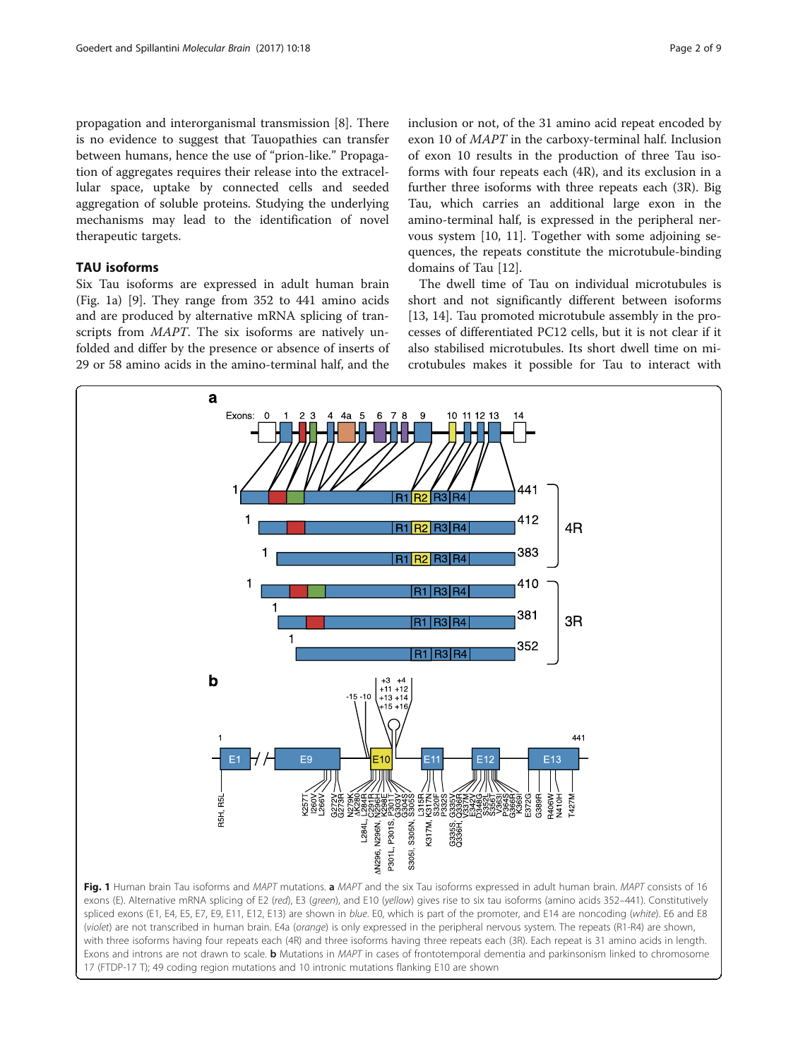propagation and interorganismal transmission [8]. There is no evidence to suggest that Tauopathies can transfer between humans, hence the use of "prion-like." Propagation of aggregates requires their release into the extracellular space, uptake by connected cells and seeded aggregation of soluble proteins. Studying the underlying mechanisms may lead to the identification of novel therapeutic targets.

## TAU isoforms

Six Tau isoforms are expressed in adult human brain (Fig. 1a) [9]. They range from 352 to 441 amino acids and are produced by alternative mRNA splicing of transcripts from *MAPT*. The six isoforms are natively unfolded and differ by the presence or absence of inserts of 29 or 58 amino acids in the amino-terminal half, and the inclusion or not, of the 31 amino acid repeat encoded by exon 10 of *MAPT* in the carboxy-terminal half. Inclusion of exon 10 results in the production of three Tau isoforms with four repeats each (4R), and its exclusion in a further three isoforms with three repeats each (3R). Big Tau, which carries an additional large exon in the amino-terminal half, is expressed in the peripheral nervous system [10, 11]. Together with some adjoining sequences, the repeats constitute the microtubule-binding domains of Tau [12].

The dwell time of Tau on individual microtubules is short and not significantly different between isoforms [13, 14]. Tau promoted microtubule assembly in the processes of differentiated PC12 cells, but it is not clear if it also stabilised microtubules. Its short dwell time on microtubules makes it possible for Tau to interact with

**Fig. 1** Human brain Tau isoforms and *MAPT* mutations. **a** *MAPT* and the six Tau isoforms expressed in adult human brain. *MAPT* consists of 16 exons (E). Alternative mRNA splicing of E2 (*red*), E3 (*green*), and E10 (*yellow*) gives rise to six tau isoforms (amino acids 352–441). Constitutively spliced exons (E1, E4, E5, E7, E9, E11, E12, E13) are shown in *blue*. E0, which is part of the promoter, and E14 are noncoding (*white*). E6 and E8 (*violet*) are not transcribed in human brain. E4a (*orange*) is only expressed in the peripheral nervous system. The repeats (R1-R4) are shown, with three isoforms having four repeats each (4R) and three isoforms having three repeats each (3R). Each repeat is 31 amino acids in length. Exons and introns are not drawn to scale. **b** Mutations in *MAPT* in cases of frontotemporal dementia and parkinsonism linked to chromosome 17 (FTDP-17 T); 49 coding region mutations and 10 intronic mutations flanking E10 are shown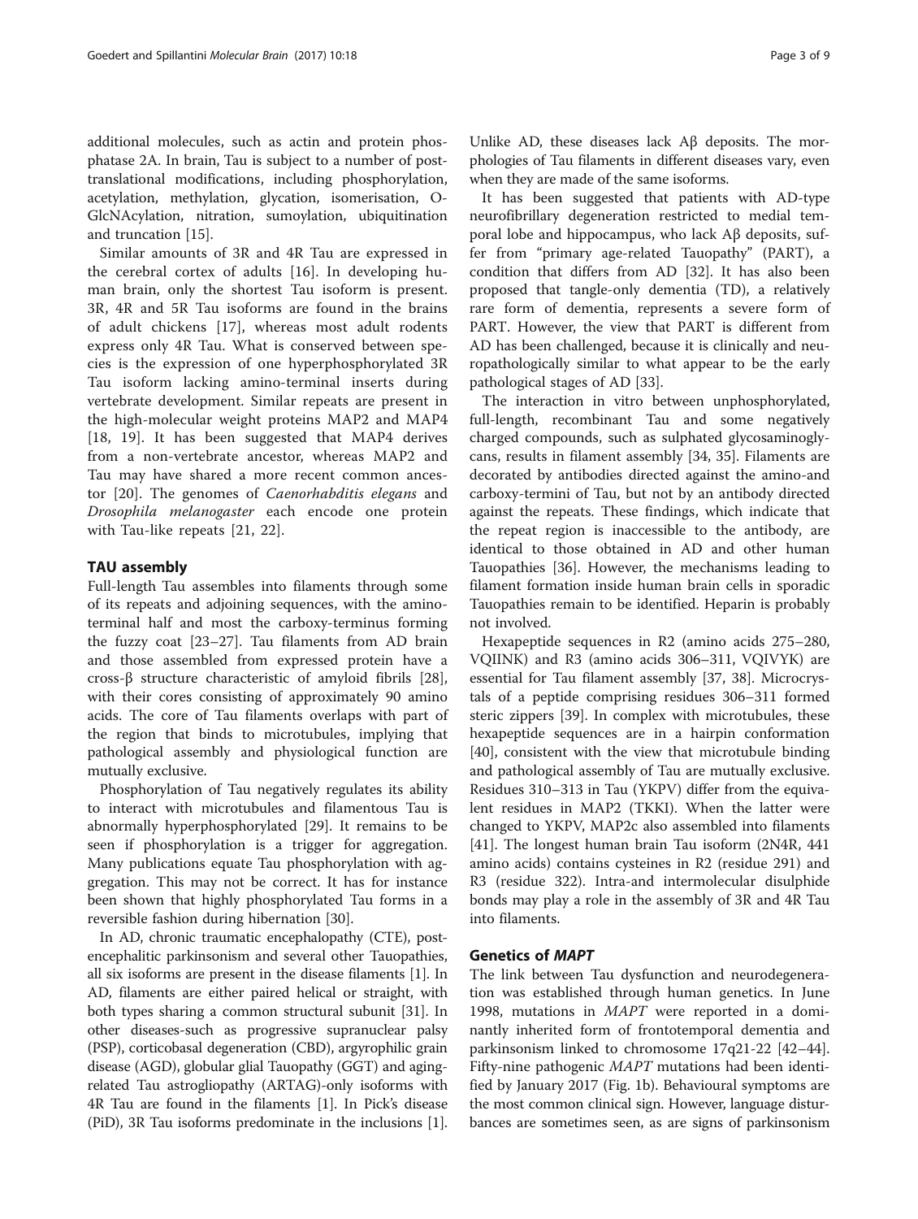additional molecules, such as actin and protein phosphatase 2A. In brain, Tau is subject to a number of post-translational modifications, including phosphorylation, acetylation, methylation, glycation, isomerisation, O-GlcNAcylation, nitration, sumoylation, ubiquitination and truncation [15].

Similar amounts of 3R and 4R Tau are expressed in the cerebral cortex of adults [16]. In developing human brain, only the shortest Tau isoform is present. 3R, 4R and 5R Tau isoforms are found in the brains of adult chickens [17], whereas most adult rodents express only 4R Tau. What is conserved between species is the expression of one hyperphosphorylated 3R Tau isoform lacking amino-terminal inserts during vertebrate development. Similar repeats are present in the high-molecular weight proteins MAP2 and MAP4 [18, 19]. It has been suggested that MAP4 derives from a non-vertebrate ancestor, whereas MAP2 and Tau may have shared a more recent common ancestor [20]. The genomes of *Caenorhabditis elegans* and *Drosophila melanogaster* each encode one protein with Tau-like repeats [21, 22].

## TAU assembly

Full-length Tau assembles into filaments through some of its repeats and adjoining sequences, with the amino-terminal half and most the carboxy-terminus forming the fuzzy coat [23–27]. Tau filaments from AD brain and those assembled from expressed protein have a cross-β structure characteristic of amyloid fibrils [28], with their cores consisting of approximately 90 amino acids. The core of Tau filaments overlaps with part of the region that binds to microtubules, implying that pathological assembly and physiological function are mutually exclusive.

Phosphorylation of Tau negatively regulates its ability to interact with microtubules and filamentous Tau is abnormally hyperphosphorylated [29]. It remains to be seen if phosphorylation is a trigger for aggregation. Many publications equate Tau phosphorylation with aggregation. This may not be correct. It has for instance been shown that highly phosphorylated Tau forms in a reversible fashion during hibernation [30].

In AD, chronic traumatic encephalopathy (CTE), post-encephalitic parkinsonism and several other Tauopathies, all six isoforms are present in the disease filaments [1]. In AD, filaments are either paired helical or straight, with both types sharing a common structural subunit [31]. In other diseases-such as progressive supranuclear palsy (PSP), corticobasal degeneration (CBD), argyrophilic grain disease (AGD), globular glial Tauopathy (GGT) and aging-related Tau astrogliopathy (ARTAG)-only isoforms with 4R Tau are found in the filaments [1]. In Pick's disease (PiD), 3R Tau isoforms predominate in the inclusions [1]. Unlike AD, these diseases lack Aβ deposits. The morphologies of Tau filaments in different diseases vary, even when they are made of the same isoforms.

It has been suggested that patients with AD-type neurofibrillary degeneration restricted to medial temporal lobe and hippocampus, who lack Aβ deposits, suffer from "primary age-related Tauopathy" (PART), a condition that differs from AD [32]. It has also been proposed that tangle-only dementia (TD), a relatively rare form of dementia, represents a severe form of PART. However, the view that PART is different from AD has been challenged, because it is clinically and neuropathologically similar to what appear to be the early pathological stages of AD [33].

The interaction in vitro between unphosphorylated, full-length, recombinant Tau and some negatively charged compounds, such as sulphated glycosaminoglycans, results in filament assembly [34, 35]. Filaments are decorated by antibodies directed against the amino-and carboxy-termini of Tau, but not by an antibody directed against the repeats. These findings, which indicate that the repeat region is inaccessible to the antibody, are identical to those obtained in AD and other human Tauopathies [36]. However, the mechanisms leading to filament formation inside human brain cells in sporadic Tauopathies remain to be identified. Heparin is probably not involved.

Hexapeptide sequences in R2 (amino acids 275–280, VQIINK) and R3 (amino acids 306–311, VQIVYK) are essential for Tau filament assembly [37, 38]. Microcrystals of a peptide comprising residues 306–311 formed steric zippers [39]. In complex with microtubules, these hexapeptide sequences are in a hairpin conformation [40], consistent with the view that microtubule binding and pathological assembly of Tau are mutually exclusive. Residues 310–313 in Tau (YKPV) differ from the equivalent residues in MAP2 (TKKI). When the latter were changed to YKPV, MAP2c also assembled into filaments [41]. The longest human brain Tau isoform (2N4R, 441 amino acids) contains cysteines in R2 (residue 291) and R3 (residue 322). Intra-and intermolecular disulphide bonds may play a role in the assembly of 3R and 4R Tau into filaments.

## Genetics of *MAPT*

The link between Tau dysfunction and neurodegeneration was established through human genetics. In June 1998, mutations in *MAPT* were reported in a dominantly inherited form of frontotemporal dementia and parkinsonism linked to chromosome 17q21-22 [42–44]. Fifty-nine pathogenic *MAPT* mutations had been identified by January 2017 (Fig. 1b). Behavioural symptoms are the most common clinical sign. However, language disturbances are sometimes seen, as are signs of parkinsonism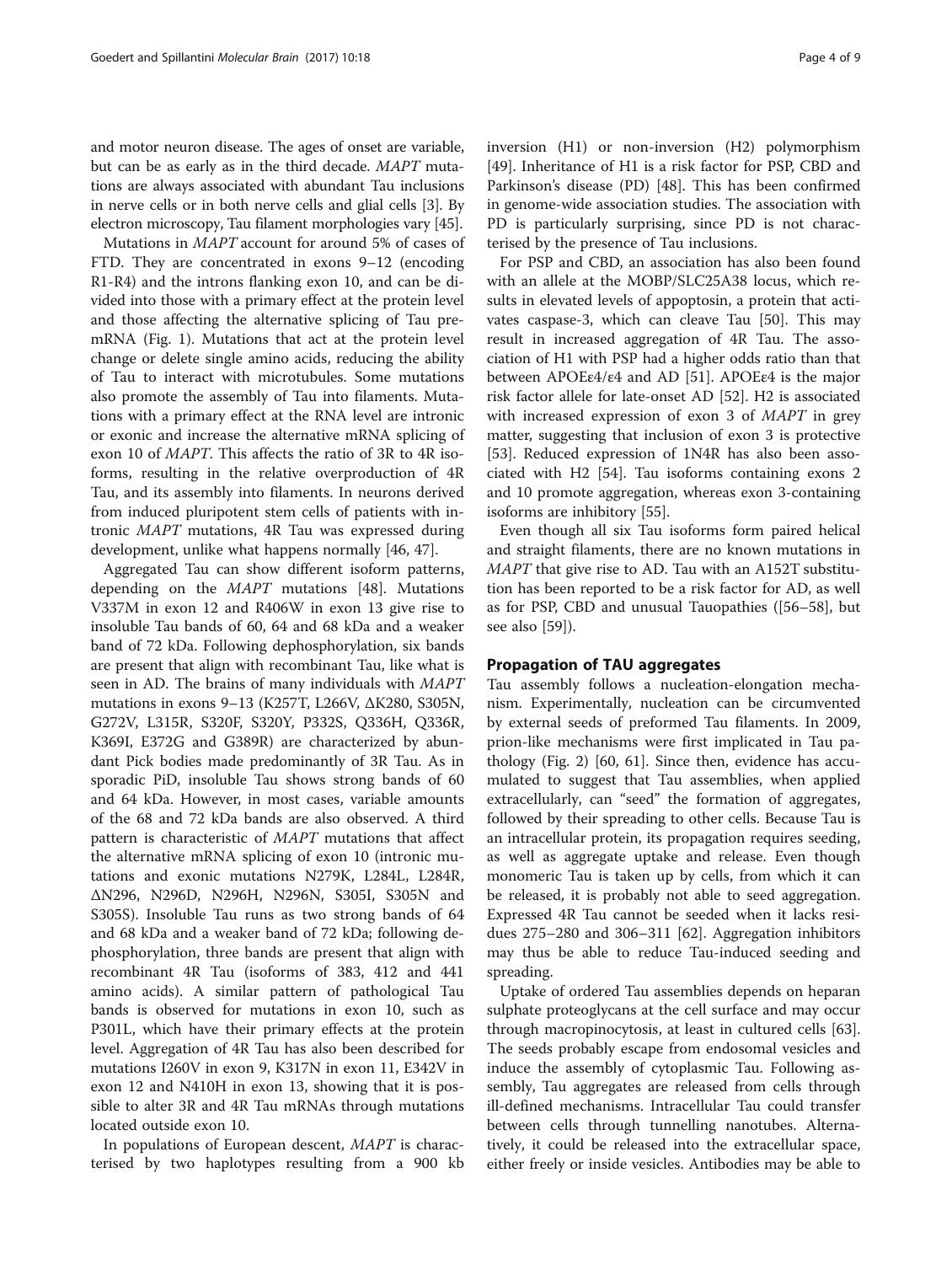and motor neuron disease. The ages of onset are variable, but can be as early as in the third decade. *MAPT* mutations are always associated with abundant Tau inclusions in nerve cells or in both nerve cells and glial cells [3]. By electron microscopy, Tau filament morphologies vary [45].

Mutations in *MAPT* account for around 5% of cases of FTD. They are concentrated in exons 9–12 (encoding R1-R4) and the introns flanking exon 10, and can be divided into those with a primary effect at the protein level and those affecting the alternative splicing of Tau pre-mRNA (Fig. 1). Mutations that act at the protein level change or delete single amino acids, reducing the ability of Tau to interact with microtubules. Some mutations also promote the assembly of Tau into filaments. Mutations with a primary effect at the RNA level are intronic or exonic and increase the alternative mRNA splicing of exon 10 of *MAPT*. This affects the ratio of 3R to 4R isoforms, resulting in the relative overproduction of 4R Tau, and its assembly into filaments. In neurons derived from induced pluripotent stem cells of patients with intronic *MAPT* mutations, 4R Tau was expressed during development, unlike what happens normally [46, 47].

Aggregated Tau can show different isoform patterns, depending on the *MAPT* mutations [48]. Mutations V337M in exon 12 and R406W in exon 13 give rise to insoluble Tau bands of 60, 64 and 68 kDa and a weaker band of 72 kDa. Following dephosphorylation, six bands are present that align with recombinant Tau, like what is seen in AD. The brains of many individuals with *MAPT* mutations in exons 9–13 (K257T, L266V, ΔK280, S305N, G272V, L315R, S320F, S320Y, P332S, Q336H, Q336R, K369I, E372G and G389R) are characterized by abundant Pick bodies made predominantly of 3R Tau. As in sporadic PiD, insoluble Tau shows strong bands of 60 and 64 kDa. However, in most cases, variable amounts of the 68 and 72 kDa bands are also observed. A third pattern is characteristic of *MAPT* mutations that affect the alternative mRNA splicing of exon 10 (intronic mutations and exonic mutations N279K, L284L, L284R, ΔN296, N296D, N296H, N296N, S305I, S305N and S305S). Insoluble Tau runs as two strong bands of 64 and 68 kDa and a weaker band of 72 kDa; following dephosphorylation, three bands are present that align with recombinant 4R Tau (isoforms of 383, 412 and 441 amino acids). A similar pattern of pathological Tau bands is observed for mutations in exon 10, such as P301L, which have their primary effects at the protein level. Aggregation of 4R Tau has also been described for mutations I260V in exon 9, K317N in exon 11, E342V in exon 12 and N410H in exon 13, showing that it is possible to alter 3R and 4R Tau mRNAs through mutations located outside exon 10.

In populations of European descent, *MAPT* is characterised by two haplotypes resulting from a 900 kb inversion (H1) or non-inversion (H2) polymorphism [49]. Inheritance of H1 is a risk factor for PSP, CBD and Parkinson's disease (PD) [48]. This has been confirmed in genome-wide association studies. The association with PD is particularly surprising, since PD is not characterised by the presence of Tau inclusions.

For PSP and CBD, an association has also been found with an allele at the MOBP/SLC25A38 locus, which results in elevated levels of appoptosin, a protein that activates caspase-3, which can cleave Tau [50]. This may result in increased aggregation of 4R Tau. The association of H1 with PSP had a higher odds ratio than that between APOEε4/ε4 and AD [51]. APOEε4 is the major risk factor allele for late-onset AD [52]. H2 is associated with increased expression of exon 3 of *MAPT* in grey matter, suggesting that inclusion of exon 3 is protective [53]. Reduced expression of 1N4R has also been associated with H2 [54]. Tau isoforms containing exons 2 and 10 promote aggregation, whereas exon 3-containing isoforms are inhibitory [55].

Even though all six Tau isoforms form paired helical and straight filaments, there are no known mutations in *MAPT* that give rise to AD. Tau with an A152T substitution has been reported to be a risk factor for AD, as well as for PSP, CBD and unusual Tauopathies ([56–58], but see also [59]).

## Propagation of TAU aggregates

Tau assembly follows a nucleation-elongation mechanism. Experimentally, nucleation can be circumvented by external seeds of preformed Tau filaments. In 2009, prion-like mechanisms were first implicated in Tau pathology (Fig. 2) [60, 61]. Since then, evidence has accumulated to suggest that Tau assemblies, when applied extracellularly, can "seed" the formation of aggregates, followed by their spreading to other cells. Because Tau is an intracellular protein, its propagation requires seeding, as well as aggregate uptake and release. Even though monomeric Tau is taken up by cells, from which it can be released, it is probably not able to seed aggregation. Expressed 4R Tau cannot be seeded when it lacks residues 275–280 and 306–311 [62]. Aggregation inhibitors may thus be able to reduce Tau-induced seeding and spreading.

Uptake of ordered Tau assemblies depends on heparan sulphate proteoglycans at the cell surface and may occur through macropinocytosis, at least in cultured cells [63]. The seeds probably escape from endosomal vesicles and induce the assembly of cytoplasmic Tau. Following assembly, Tau aggregates are released from cells through ill-defined mechanisms. Intracellular Tau could transfer between cells through tunnelling nanotubes. Alternatively, it could be released into the extracellular space, either freely or inside vesicles. Antibodies may be able to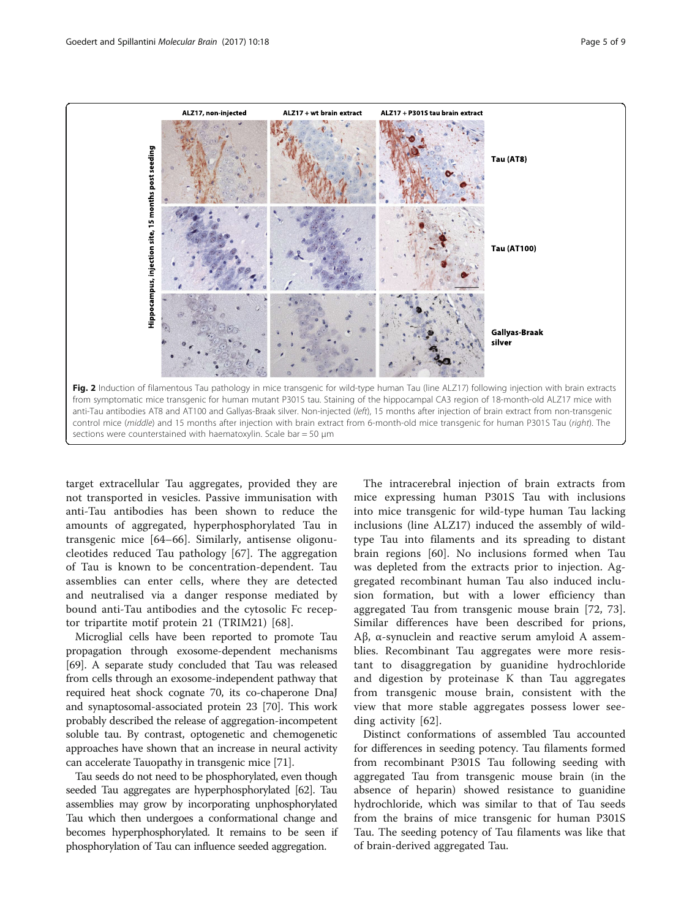Fig. 2 Induction of filamentous Tau pathology in mice transgenic for wild-type human Tau (line ALZ17) following injection with brain extracts from symptomatic mice transgenic for human mutant P301S tau. Staining of the hippocampal CA3 region of 18-month-old ALZ17 mice with anti-Tau antibodies AT8 and AT100 and Gallyas-Braak silver. Non-injected (*left*), 15 months after injection of brain extract from non-transgenic control mice (*middle*) and 15 months after injection with brain extract from 6-month-old mice transgenic for human P301S Tau (*right*). The sections were counterstained with haematoxylin. Scale bar = 50 μm

target extracellular Tau aggregates, provided they are not transported in vesicles. Passive immunisation with anti-Tau antibodies has been shown to reduce the amounts of aggregated, hyperphosphorylated Tau in transgenic mice [64–66]. Similarly, antisense oligonucleotides reduced Tau pathology [67]. The aggregation of Tau is known to be concentration-dependent. Tau assemblies can enter cells, where they are detected and neutralised via a danger response mediated by bound anti-Tau antibodies and the cytosolic Fc receptor tripartite motif protein 21 (TRIM21) [68].

Microglial cells have been reported to promote Tau propagation through exosome-dependent mechanisms [69]. A separate study concluded that Tau was released from cells through an exosome-independent pathway that required heat shock cognate 70, its co-chaperone DnaJ and synaptosomal-associated protein 23 [70]. This work probably described the release of aggregation-incompetent soluble tau. By contrast, optogenetic and chemogenetic approaches have shown that an increase in neural activity can accelerate Tauopathy in transgenic mice [71].

Tau seeds do not need to be phosphorylated, even though seeded Tau aggregates are hyperphosphorylated [62]. Tau assemblies may grow by incorporating unphosphorylated Tau which then undergoes a conformational change and becomes hyperphosphorylated. It remains to be seen if phosphorylation of Tau can influence seeded aggregation.

The intracerebral injection of brain extracts from mice expressing human P301S Tau with inclusions into mice transgenic for wild-type human Tau lacking inclusions (line ALZ17) induced the assembly of wild-type Tau into filaments and its spreading to distant brain regions [60]. No inclusions formed when Tau was depleted from the extracts prior to injection. Aggregated recombinant human Tau also induced inclusion formation, but with a lower efficiency than aggregated Tau from transgenic mouse brain [72, 73]. Similar differences have been described for prions, Aβ, α-synuclein and reactive serum amyloid A assemblies. Recombinant Tau aggregates were more resistant to disaggregation by guanidine hydrochloride and digestion by proteinase K than Tau aggregates from transgenic mouse brain, consistent with the view that more stable aggregates possess lower seeding activity [62].

Distinct conformations of assembled Tau accounted for differences in seeding potency. Tau filaments formed from recombinant P301S Tau following seeding with aggregated Tau from transgenic mouse brain (in the absence of heparin) showed resistance to guanidine hydrochloride, which was similar to that of Tau seeds from the brains of mice transgenic for human P301S Tau. The seeding potency of Tau filaments was like that of brain-derived aggregated Tau.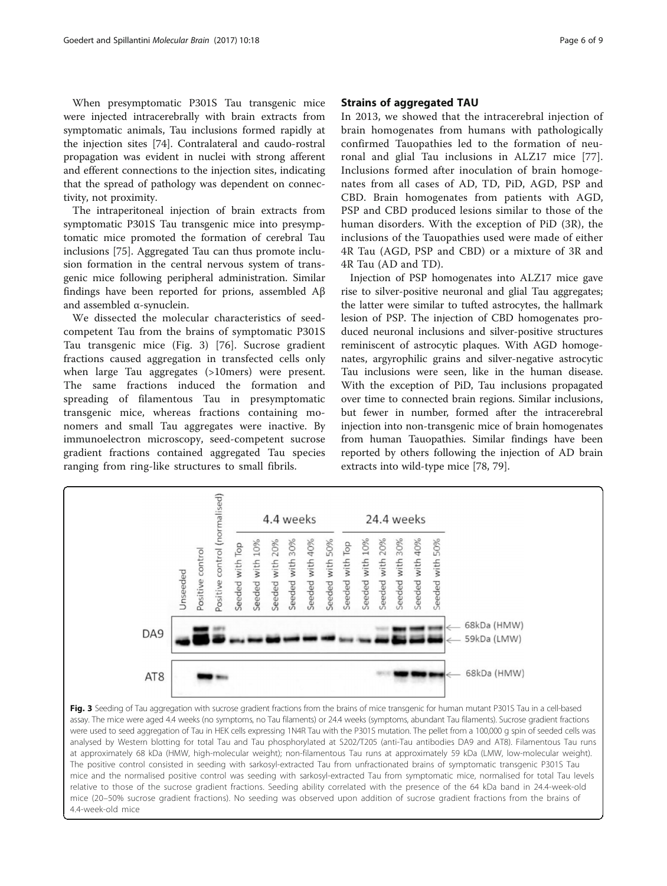When presymptomatic P301S Tau transgenic mice were injected intracerebrally with brain extracts from symptomatic animals, Tau inclusions formed rapidly at the injection sites [74]. Contralateral and caudo-rostral propagation was evident in nuclei with strong afferent and efferent connections to the injection sites, indicating that the spread of pathology was dependent on connectivity, not proximity.

The intraperitoneal injection of brain extracts from symptomatic P301S Tau transgenic mice into presymptomatic mice promoted the formation of cerebral Tau inclusions [75]. Aggregated Tau can thus promote inclusion formation in the central nervous system of transgenic mice following peripheral administration. Similar findings have been reported for prions, assembled Aβ and assembled α-synuclein.

We dissected the molecular characteristics of seed-competent Tau from the brains of symptomatic P301S Tau transgenic mice (Fig. 3) [76]. Sucrose gradient fractions caused aggregation in transfected cells only when large Tau aggregates (>10mers) were present. The same fractions induced the formation and spreading of filamentous Tau in presymptomatic transgenic mice, whereas fractions containing monomers and small Tau aggregates were inactive. By immunoelectron microscopy, seed-competent sucrose gradient fractions contained aggregated Tau species ranging from ring-like structures to small fibrils.

## Strains of aggregated TAU

In 2013, we showed that the intracerebral injection of brain homogenates from humans with pathologically confirmed Tauopathies led to the formation of neuronal and glial Tau inclusions in ALZ17 mice [77]. Inclusions formed after inoculation of brain homogenates from all cases of AD, TD, PiD, AGD, PSP and CBD. Brain homogenates from patients with AGD, PSP and CBD produced lesions similar to those of the human disorders. With the exception of PiD (3R), the inclusions of the Tauopathies used were made of either 4R Tau (AGD, PSP and CBD) or a mixture of 3R and 4R Tau (AD and TD).

Injection of PSP homogenates into ALZ17 mice gave rise to silver-positive neuronal and glial Tau aggregates; the latter were similar to tufted astrocytes, the hallmark lesion of PSP. The injection of CBD homogenates produced neuronal inclusions and silver-positive structures reminiscent of astrocytic plaques. With AGD homogenates, argyrophilic grains and silver-negative astrocytic Tau inclusions were seen, like in the human disease. With the exception of PiD, Tau inclusions propagated over time to connected brain regions. Similar inclusions, but fewer in number, formed after the intracerebral injection into non-transgenic mice of brain homogenates from human Tauopathies. Similar findings have been reported by others following the injection of AD brain extracts into wild-type mice [78, 79].

**Fig. 3** Seeding of Tau aggregation with sucrose gradient fractions from the brains of mice transgenic for human mutant P301S Tau in a cell-based assay. The mice were aged 4.4 weeks (no symptoms, no Tau filaments) or 24.4 weeks (symptoms, abundant Tau filaments). Sucrose gradient fractions were used to seed aggregation of Tau in HEK cells expressing 1N4R Tau with the P301S mutation. The pellet from a 100,000 g spin of seeded cells was analysed by Western blotting for total Tau and Tau phosphorylated at S202/T205 (anti-Tau antibodies DA9 and AT8). Filamentous Tau runs at approximately 68 kDa (HMW, high-molecular weight); non-filamentous Tau runs at approximately 59 kDa (LMW, low-molecular weight). The positive control consisted in seeding with sarkosyl-extracted Tau from unfractionated brains of symptomatic transgenic P301S Tau mice and the normalised positive control was seeding with sarkosyl-extracted Tau from symptomatic mice, normalised for total Tau levels relative to those of the sucrose gradient fractions. Seeding ability correlated with the presence of the 64 kDa band in 24.4-week-old mice (20–50% sucrose gradient fractions). No seeding was observed upon addition of sucrose gradient fractions from the brains of 4.4-week-old mice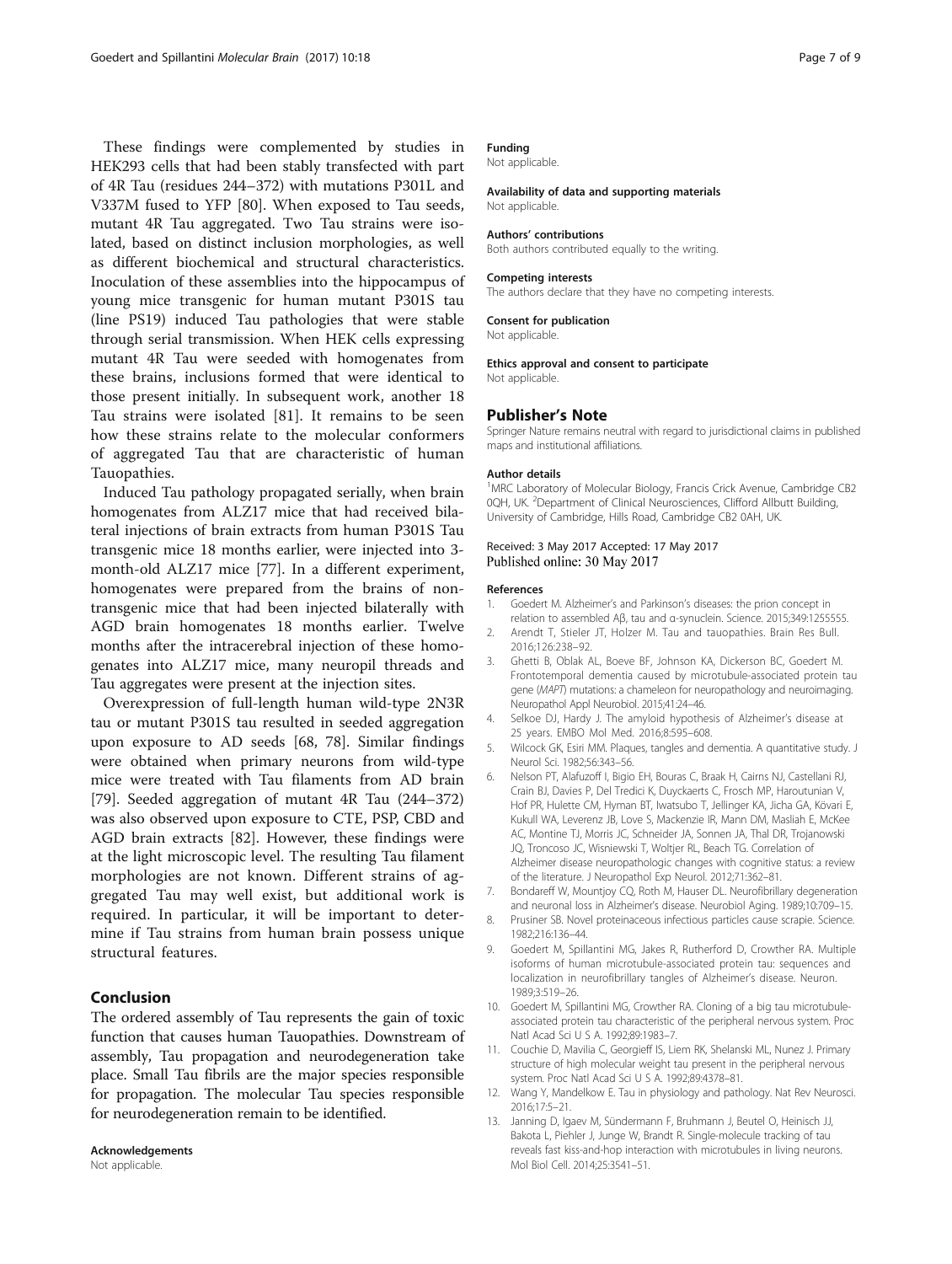These findings were complemented by studies in HEK293 cells that had been stably transfected with part of 4R Tau (residues 244–372) with mutations P301L and V337M fused to YFP [80]. When exposed to Tau seeds, mutant 4R Tau aggregated. Two Tau strains were isolated, based on distinct inclusion morphologies, as well as different biochemical and structural characteristics. Inoculation of these assemblies into the hippocampus of young mice transgenic for human mutant P301S tau (line PS19) induced Tau pathologies that were stable through serial transmission. When HEK cells expressing mutant 4R Tau were seeded with homogenates from these brains, inclusions formed that were identical to those present initially. In subsequent work, another 18 Tau strains were isolated [81]. It remains to be seen how these strains relate to the molecular conformers of aggregated Tau that are characteristic of human Tauopathies.

Induced Tau pathology propagated serially, when brain homogenates from ALZ17 mice that had received bilateral injections of brain extracts from human P301S Tau transgenic mice 18 months earlier, were injected into 3-month-old ALZ17 mice [77]. In a different experiment, homogenates were prepared from the brains of non-transgenic mice that had been injected bilaterally with AGD brain homogenates 18 months earlier. Twelve months after the intracerebral injection of these homogenates into ALZ17 mice, many neuropil threads and Tau aggregates were present at the injection sites.

Overexpression of full-length human wild-type 2N3R tau or mutant P301S tau resulted in seeded aggregation upon exposure to AD seeds [68, 78]. Similar findings were obtained when primary neurons from wild-type mice were treated with Tau filaments from AD brain [79]. Seeded aggregation of mutant 4R Tau (244–372) was also observed upon exposure to CTE, PSP, CBD and AGD brain extracts [82]. However, these findings were at the light microscopic level. The resulting Tau filament morphologies are not known. Different strains of aggregated Tau may well exist, but additional work is required. In particular, it will be important to determine if Tau strains from human brain possess unique structural features.

## Conclusion

The ordered assembly of Tau represents the gain of toxic function that causes human Tauopathies. Downstream of assembly, Tau propagation and neurodegeneration take place. Small Tau fibrils are the major species responsible for propagation. The molecular Tau species responsible for neurodegeneration remain to be identified.

**Acknowledgements**
Not applicable.

**Funding**
Not applicable.

**Availability of data and supporting materials**
Not applicable.

**Authors' contributions**
Both authors contributed equally to the writing.

**Competing interests**
The authors declare that they have no competing interests.

**Consent for publication**
Not applicable.

**Ethics approval and consent to participate**
Not applicable.

## Publisher's Note

Springer Nature remains neutral with regard to jurisdictional claims in published maps and institutional affiliations.

**Author details**
[1]MRC Laboratory of Molecular Biology, Francis Crick Avenue, Cambridge CB2 0QH, UK. [2]Department of Clinical Neurosciences, Clifford Allbutt Building, University of Cambridge, Hills Road, Cambridge CB2 0AH, UK.

Received: 3 May 2017 Accepted: 17 May 2017
Published online: 30 May 2017

## References

1. Goedert M. Alzheimer's and Parkinson's diseases: the prion concept in relation to assembled Aβ, tau and α-synuclein. Science. 2015;349:1255555.
2. Arendt T, Stieler JT, Holzer M. Tau and tauopathies. Brain Res Bull. 2016;126:238–92.
3. Ghetti B, Oblak AL, Boeve BF, Johnson KA, Dickerson BC, Goedert M. Frontotemporal dementia caused by microtubule-associated protein tau gene (*MAPT*) mutations: a chameleon for neuropathology and neuroimaging. Neuropathol Appl Neurobiol. 2015;41:24–46.
4. Selkoe DJ, Hardy J. The amyloid hypothesis of Alzheimer's disease at 25 years. EMBO Mol Med. 2016;8:595–608.
5. Wilcock GK, Esiri MM. Plaques, tangles and dementia. A quantitative study. J Neurol Sci. 1982;56:343–56.
6. Nelson PT, Alafuzoff I, Bigio EH, Bouras C, Braak H, Cairns NJ, Castellani RJ, Crain BJ, Davies P, Del Tredici K, Duyckaerts C, Frosch MP, Haroutunian V, Hof PR, Hulette CM, Hyman BT, Iwatsubo T, Jellinger KA, Jicha GA, Kövari E, Kukull WA, Leverenz JB, Love S, Mackenzie IR, Mann DM, Masliah E, McKee AC, Montine TJ, Morris JC, Schneider JA, Sonnen JA, Thal DR, Trojanowski JQ, Troncoso JC, Wisniewski T, Woltjer RL, Beach TG. Correlation of Alzheimer disease neuropathologic changes with cognitive status: a review of the literature. J Neuropathol Exp Neurol. 2012;71:362–81.
7. Bondareff W, Mountjoy CQ, Roth M, Hauser DL. Neurofibrillary degeneration and neuronal loss in Alzheimer's disease. Neurobiol Aging. 1989;10:709–15.
8. Prusiner SB. Novel proteinaceous infectious particles cause scrapie. Science. 1982;216:136–44.
9. Goedert M, Spillantini MG, Jakes R, Rutherford D, Crowther RA. Multiple isoforms of human microtubule-associated protein tau: sequences and localization in neurofibrillary tangles of Alzheimer's disease. Neuron. 1989;3:519–26.
10. Goedert M, Spillantini MG, Crowther RA. Cloning of a big tau microtubule-associated protein tau characteristic of the peripheral nervous system. Proc Natl Acad Sci U S A. 1992;89:1983–7.
11. Couchie D, Mavilia C, Georgieff IS, Liem RK, Shelanski ML, Nunez J. Primary structure of high molecular weight tau present in the peripheral nervous system. Proc Natl Acad Sci U S A. 1992;89:4378–81.
12. Wang Y, Mandelkow E. Tau in physiology and pathology. Nat Rev Neurosci. 2016;17:5–21.
13. Janning D, Igaev M, Sündermann F, Bruhmann J, Beutel O, Heinisch JJ, Bakota L, Piehler J, Junge W, Brandt R. Single-molecule tracking of tau reveals fast kiss-and-hop interaction with microtubules in living neurons. Mol Biol Cell. 2014;25:3541–51.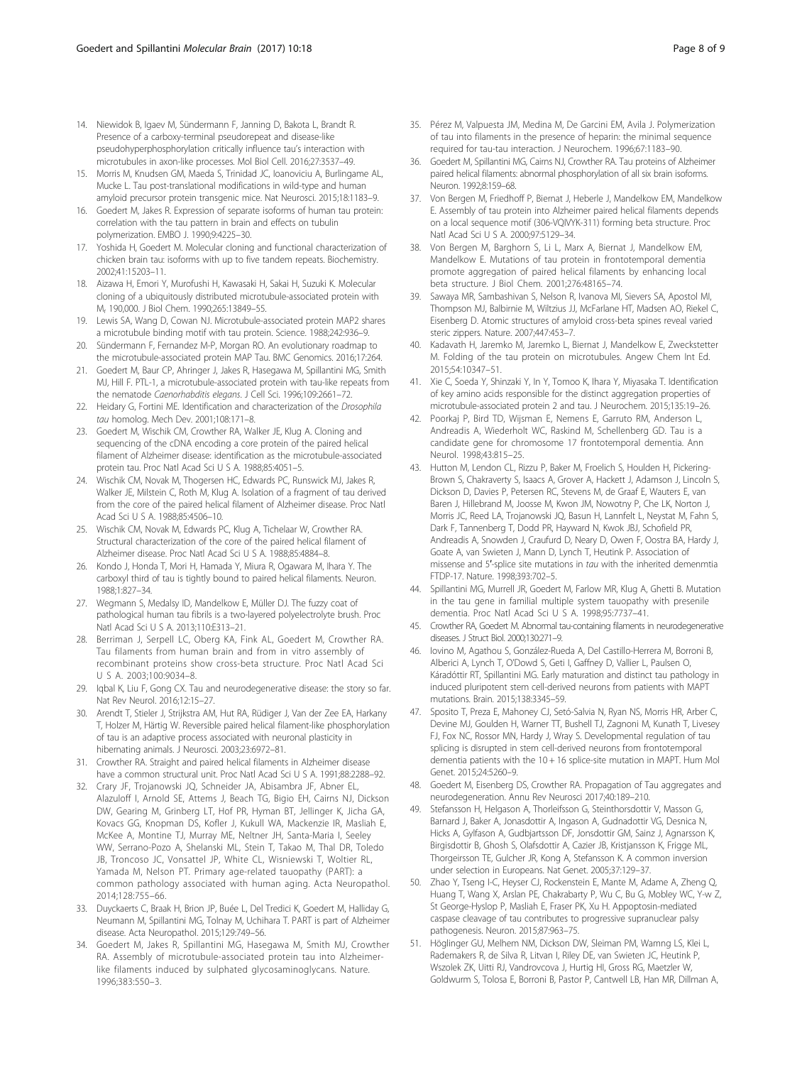14. Niewidok B, Igaev M, Sündermann F, Janning D, Bakota L, Brandt R. Presence of a carboxy-terminal pseudorepeat and disease-like pseudohyperphosphorylation critically influence tau's interaction with microtubules in axon-like processes. Mol Biol Cell. 2016;27:3537–49.
15. Morris M, Knudsen GM, Maeda S, Trinidad JC, Ioanoviciu A, Burlingame AL, Mucke L. Tau post-translational modifications in wild-type and human amyloid precursor protein transgenic mice. Nat Neurosci. 2015;18:1183–9.
16. Goedert M, Jakes R. Expression of separate isoforms of human tau protein: correlation with the tau pattern in brain and effects on tubulin polymerization. EMBO J. 1990;9:4225–30.
17. Yoshida H, Goedert M. Molecular cloning and functional characterization of chicken brain tau: isoforms with up to five tandem repeats. Biochemistry. 2002;41:15203–11.
18. Aizawa H, Emori Y, Murofushi H, Kawasaki H, Sakai H, Suzuki K. Molecular cloning of a ubiquitously distributed microtubule-associated protein with $M_r$ 190,000. J Biol Chem. 1990;265:13849–55.
19. Lewis SA, Wang D, Cowan NJ. Microtubule-associated protein MAP2 shares a microtubule binding motif with tau protein. Science. 1988;242:936–9.
20. Sündermann F, Fernandez M-P, Morgan RO. An evolutionary roadmap to the microtubule-associated protein MAP Tau. BMC Genomics. 2016;17:264.
21. Goedert M, Baur CP, Ahringer J, Jakes R, Hasegawa M, Spillantini MG, Smith MJ, Hill F. PTL-1, a microtubule-associated protein with tau-like repeats from the nematode *Caenorhabditis elegans*. J Cell Sci. 1996;109:2661–72.
22. Heidary G, Fortini ME. Identification and characterization of the *Drosophila tau* homolog. Mech Dev. 2001;108:171–8.
23. Goedert M, Wischik CM, Crowther RA, Walker JE, Klug A. Cloning and sequencing of the cDNA encoding a core protein of the paired helical filament of Alzheimer disease: identification as the microtubule-associated protein tau. Proc Natl Acad Sci U S A. 1988;85:4051–5.
24. Wischik CM, Novak M, Thogersen HC, Edwards PC, Runswick MJ, Jakes R, Walker JE, Milstein C, Roth M, Klug A. Isolation of a fragment of tau derived from the core of the paired helical filament of Alzheimer disease. Proc Natl Acad Sci U S A. 1988;85:4506–10.
25. Wischik CM, Novak M, Edwards PC, Klug A, Tichelaar W, Crowther RA. Structural characterization of the core of the paired helical filament of Alzheimer disease. Proc Natl Acad Sci U S A. 1988;85:4884–8.
26. Kondo J, Honda T, Mori H, Hamada Y, Miura R, Ogawara M, Ihara Y. The carboxyl third of tau is tightly bound to paired helical filaments. Neuron. 1988;1:827–34.
27. Wegmann S, Medalsy ID, Mandelkow E, Müller DJ. The fuzzy coat of pathological human tau fibrils is a two-layered polyelectrolyte brush. Proc Natl Acad Sci U S A. 2013;110:E313–21.
28. Berriman J, Serpell LC, Oberg KA, Fink AL, Goedert M, Crowther RA. Tau filaments from human brain and from in vitro assembly of recombinant proteins show cross-beta structure. Proc Natl Acad Sci U S A. 2003;100:9034–8.
29. Iqbal K, Liu F, Gong CX. Tau and neurodegenerative disease: the story so far. Nat Rev Neurol. 2016;12:15–27.
30. Arendt T, Stieler J, Strijkstra AM, Hut RA, Rüdiger J, Van der Zee EA, Harkany T, Holzer M, Härtig W. Reversible paired helical filament-like phosphorylation of tau is an adaptive process associated with neuronal plasticity in hibernating animals. J Neurosci. 2003;23:6972–81.
31. Crowther RA. Straight and paired helical filaments in Alzheimer disease have a common structural unit. Proc Natl Acad Sci U S A. 1991;88:2288–92.
32. Crary JF, Trojanowski JQ, Schneider JA, Abisambra JF, Abner EL, Alazuloff I, Arnold SE, Attems J, Beach TG, Bigio EH, Cairns NJ, Dickson DW, Gearing M, Grinberg LT, Hof PR, Hyman BT, Jellinger K, Jicha GA, Kovacs GG, Knopman DS, Kofler J, Kukull WA, Mackenzie IR, Masliah E, McKee A, Montine TJ, Murray ME, Neltner JH, Santa-Maria I, Seeley WW, Serrano-Pozo A, Shelanski ML, Stein T, Takao M, Thal DR, Toledo JB, Troncoso JC, Vonsattel JP, White CL, Wisniewski T, Woltier RL, Yamada M, Nelson PT. Primary age-related tauopathy (PART): a common pathology associated with human aging. Acta Neuropathol. 2014;128:755–66.
33. Duyckaerts C, Braak H, Brion JP, Buée L, Del Tredici K, Goedert M, Halliday G, Neumann M, Spillantini MG, Tolnay M, Uchihara T. PART is part of Alzheimer disease. Acta Neuropathol. 2015;129:749–56.
34. Goedert M, Jakes R, Spillantini MG, Hasegawa M, Smith MJ, Crowther RA. Assembly of microtubule-associated protein tau into Alzheimer-like filaments induced by sulphated glycosaminoglycans. Nature. 1996;383:550–3.
35. Pérez M, Valpuesta JM, Medina M, De Garcini EM, Avila J. Polymerization of tau into filaments in the presence of heparin: the minimal sequence required for tau-tau interaction. J Neurochem. 1996;67:1183–90.
36. Goedert M, Spillantini MG, Cairns NJ, Crowther RA. Tau proteins of Alzheimer paired helical filaments: abnormal phosphorylation of all six brain isoforms. Neuron. 1992;8:159–68.
37. Von Bergen M, Friedhoff P, Biernat J, Heberle J, Mandelkow EM, Mandelkow E. Assembly of tau protein into Alzheimer paired helical filaments depends on a local sequence motif (306-VQIVYK-311) forming beta structure. Proc Natl Acad Sci U S A. 2000;97:5129–34.
38. Von Bergen M, Barghorn S, Li L, Marx A, Biernat J, Mandelkow EM, Mandelkow E. Mutations of tau protein in frontotemporal dementia promote aggregation of paired helical filaments by enhancing local beta structure. J Biol Chem. 2001;276:48165–74.
39. Sawaya MR, Sambashivan S, Nelson R, Ivanova MI, Sievers SA, Apostol MI, Thompson MJ, Balbirnie M, Wiltzius JJ, McFarlane HT, Madsen AO, Riekel C, Eisenberg D. Atomic structures of amyloid cross-beta spines reveal varied steric zippers. Nature. 2007;447:453–7.
40. Kadavath H, Jaremko M, Jaremko L, Biernat J, Mandelkow E, Zweckstetter M. Folding of the tau protein on microtubules. Angew Chem Int Ed. 2015;54:10347–51.
41. Xie C, Soeda Y, Shinzaki Y, In Y, Tomoo K, Ihara Y, Miyasaka T. Identification of key amino acids responsible for the distinct aggregation properties of microtubule-associated protein 2 and tau. J Neurochem. 2015;135:19–26.
42. Poorkaj P, Bird TD, Wijsman E, Nemens E, Garruto RM, Anderson L, Andreadis A, Wiederholt WC, Raskind M, Schellenberg GD. Tau is a candidate gene for chromosome 17 frontotemporal dementia. Ann Neurol. 1998;43:815–25.
43. Hutton M, Lendon CL, Rizzu P, Baker M, Froelich S, Houlden H, Pickering-Brown S, Chakraverty S, Isaacs A, Grover A, Hackett J, Adamson J, Lincoln S, Dickson D, Davies P, Petersen RC, Stevens M, de Graaf E, Wauters E, van Baren J, Hillebrand M, Joosse M, Kwon JM, Nowotny P, Che LK, Norton J, Morris JC, Reed LA, Trojanowski JQ, Basun H, Lannfelt L, Neystat M, Fahn S, Dark F, Tannenberg T, Dodd PR, Hayward N, Kwok JBJ, Schofield PR, Andreadis A, Snowden J, Craufurd D, Neary D, Owen F, Oostra BA, Hardy J, Goate A, van Swieten J, Mann D, Lynch T, Heutink P. Association of missense and 5′-splice site mutations in *tau* with the inherited demenmtia FTDP-17. Nature. 1998;393:702–5.
44. Spillantini MG, Murrell JR, Goedert M, Farlow MR, Klug A, Ghetti B. Mutation in the tau gene in familial multiple system tauopathy with presenile dementia. Proc Natl Acad Sci U S A. 1998;95:7737–41.
45. Crowther RA, Goedert M. Abnormal tau-containing filaments in neurodegenerative diseases. J Struct Biol. 2000;130:271–9.
46. Iovino M, Agathou S, González-Rueda A, Del Castillo-Herrera M, Borroni B, Alberici A, Lynch T, O'Dowd S, Geti I, Gaffney D, Vallier L, Paulsen O, Káradóttir RT, Spillantini MG. Early maturation and distinct tau pathology in induced pluripotent stem cell-derived neurons from patients with MAPT mutations. Brain. 2015;138:3345–59.
47. Sposito T, Preza E, Mahoney CJ, Setó-Salvia N, Ryan NS, Morris HR, Arber C, Devine MJ, Goulden H, Warner TT, Bushell TJ, Zagnoni M, Kunath T, Livesey FJ, Fox NC, Rossor MN, Hardy J, Wray S. Developmental regulation of tau splicing is disrupted in stem cell-derived neurons from frontotemporal dementia patients with the 10 + 16 splice-site mutation in MAPT. Hum Mol Genet. 2015;24:5260–9.
48. Goedert M, Eisenberg DS, Crowther RA. Propagation of Tau aggregates and neurodegeneration. Annu Rev Neurosci 2017;40:189–210.
49. Stefansson H, Helgason A, Thorleifsson G, Steinthorsdottir V, Masson G, Barnard J, Baker A, Jonasdottir A, Ingason A, Gudnadottir VG, Desnica N, Hicks A, Gylfason A, Gudbjartsson DF, Jonsdottir GM, Sainz J, Agnarsson K, Birgisdottir B, Ghosh S, Olafsdottir A, Cazier JB, Kristjansson K, Frigge ML, Thorgeirsson TE, Gulcher JR, Kong A, Stefansson K. A common inversion under selection in Europeans. Nat Genet. 2005;37:129–37.
50. Zhao Y, Tseng I-C, Heyser CJ, Rockenstein E, Mante M, Adame A, Zheng Q, Huang T, Wang X, Arslan PE, Chakrabarty P, Wu C, Bu G, Mobley WC, Y-w Z, St George-Hyslop P, Masliah E, Fraser PK, Xu H. Appoptosin-mediated caspase cleavage of tau contributes to progressive supranuclear palsy pathogenesis. Neuron. 2015;87:963–75.
51. Höglinger GU, Melhem NM, Dickson DW, Sleiman PM, Wamng LS, Klei L, Rademakers R, de Silva R, Litvan I, Riley DE, van Swieten JC, Heutink P, Wszolek ZK, Uitti RJ, Vandrovcova J, Hurtig HI, Gross RG, Maetzler W, Goldwurm S, Tolosa E, Borroni B, Pastor P, Cantwell LB, Han MR, Dillman A,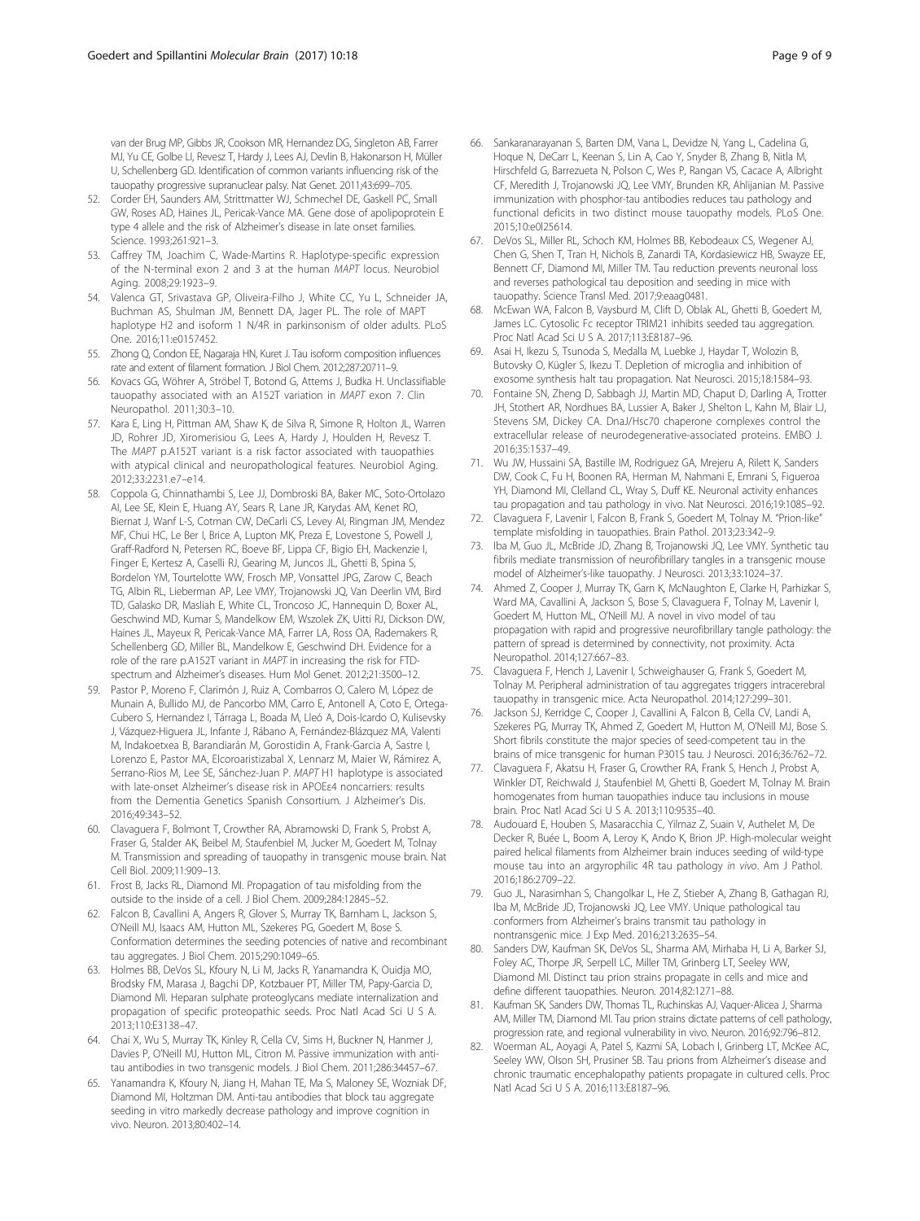van der Brug MP, Gibbs JR, Cookson MR, Hernandez DG, Singleton AB, Farrer MJ, Yu CE, Golbe LI, Revesz T, Hardy J, Lees AJ, Devlin B, Hakonarson H, Müller U, Schellenberg GD. Identification of common variants influencing risk of the tauopathy progressive supranuclear palsy. Nat Genet. 2011;43:699–705.

52. Corder EH, Saunders AM, Strittmatter WJ, Schmechel DE, Gaskell PC, Small GW, Roses AD, Haines JL, Pericak-Vance MA. Gene dose of apolipoprotein E type 4 allele and the risk of Alzheimer's disease in late onset families. Science. 1993;261:921–3.
53. Caffrey TM, Joachim C, Wade-Martins R. Haplotype-specific expression of the N-terminal exon 2 and 3 at the human *MAPT* locus. Neurobiol Aging. 2008;29:1923–9.
54. Valenca GT, Srivastava GP, Oliveira-Filho J, White CC, Yu L, Schneider JA, Buchman AS, Shulman JM, Bennett DA, Jager PL. The role of MAPT haplotype H2 and isoform 1 N/4R in parkinsonism of older adults. PLoS One. 2016;11:e0157452.
55. Zhong Q, Condon EE, Nagaraja HN, Kuret J. Tau isoform composition influences rate and extent of filament formation. J Biol Chem. 2012;287:20711–9.
56. Kovacs GG, Wöhrer A, Ströbel T, Botond G, Attems J, Budka H. Unclassifiable tauopathy associated with an A152T variation in *MAPT* exon 7. Clin Neuropathol. 2011;30:3–10.
57. Kara E, Ling H, Pittman AM, Shaw K, de Silva R, Simone R, Holton JL, Warren JD, Rohrer JD, Xiromerisiou G, Lees A, Hardy J, Houlden H, Revesz T. The *MAPT* p.A152T variant is a risk factor associated with tauopathies with atypical clinical and neuropathological features. Neurobiol Aging. 2012;33:2231.e7–e14.
58. Coppola G, Chinnathambi S, Lee JJ, Dombroski BA, Baker MC, Soto-Ortolazo AI, Lee SE, Klein E, Huang AY, Sears R, Lane JR, Karydas AM, Kenet RO, Biernat J, Wanf L-S, Cotman CW, DeCarli CS, Levey AI, Ringman JM, Mendez MF, Chui HC, Le Ber I, Brice A, Lupton MK, Preza E, Lovestone S, Powell J, Graff-Radford N, Petersen RC, Boeve BF, Lippa CF, Bigio EH, Mackenzie I, Finger E, Kertesz A, Caselli RJ, Gearing M, Juncos JL, Ghetti B, Spina S, Bordelon YM, Tourtelotte WW, Frosch MP, Vonsattel JPG, Zarow C, Beach TG, Albin RL, Lieberman AP, Lee VMY, Trojanowski JQ, Van Deerlin VM, Bird TD, Galasko DR, Masliah E, White CL, Troncoso JC, Hannequin D, Boxer AL, Geschwind MD, Kumar S, Mandelkow EM, Wszolek ZK, Uitti RJ, Dickson DW, Haines JL, Mayeux R, Pericak-Vance MA, Farrer LA, Ross OA, Rademakers R, Schellenberg GD, Miller BL, Mandelkow E, Geschwind DH. Evidence for a role of the rare p.A152T variant in *MAPT* in increasing the risk for FTD-spectrum and Alzheimer's diseases. Hum Mol Genet. 2012;21:3500–12.
59. Pastor P, Moreno F, Clarimón J, Ruiz A, Combarros O, Calero M, López de Munain A, Bullido MJ, de Pancorbo MM, Carro E, Antonell A, Coto E, Ortega-Cubero S, Hernandez I, Tárraga L, Boada M, Lleó A, Dois-Icardo O, Kulisevsky J, Vázquez-Higuera JL, Infante J, Rábano A, Fernández-Blázquez MA, Valenti M, Indakoetxea B, Barandiarán M, Gorostidin A, Frank-Garcia A, Sastre I, Lorenzo E, Pastor MA, Elcoroaristizabal X, Lennarz M, Maier W, Rámirez A, Serrano-Rios M, Lee SE, Sánchez-Juan P. *MAPT* H1 haplotype is associated with late-onset Alzheimer's disease risk in APOEε4 noncarriers: results from the Dementia Genetics Spanish Consortium. J Alzheimer's Dis. 2016;49:343–52.
60. Clavaguera F, Bolmont T, Crowther RA, Abramowski D, Frank S, Probst A, Fraser G, Stalder AK, Beibel M, Staufenbiel M, Jucker M, Goedert M, Tolnay M. Transmission and spreading of tauopathy in transgenic mouse brain. Nat Cell Biol. 2009;11:909–13.
61. Frost B, Jacks RL, Diamond MI. Propagation of tau misfolding from the outside to the inside of a cell. J Biol Chem. 2009;284:12845–52.
62. Falcon B, Cavallini A, Angers R, Glover S, Murray TK, Barnham L, Jackson S, O'Neill MJ, Isaacs AM, Hutton ML, Szekeres PG, Goedert M, Bose S. Conformation determines the seeding potencies of native and recombinant tau aggregates. J Biol Chem. 2015;290:1049–65.
63. Holmes BB, DeVos SL, Kfoury N, Li M, Jacks R, Yanamandra K, Ouidja MO, Brodsky FM, Marasa J, Bagchi DP, Kotzbauer PT, Miller TM, Papy-Garcia D, Diamond MI. Heparan sulphate proteoglycans mediate internalization and propagation of specific proteopathic seeds. Proc Natl Acad Sci U S A. 2013;110:E3138–47.
64. Chai X, Wu S, Murray TK, Kinley R, Cella CV, Sims H, Buckner N, Hanmer J, Davies P, O'Neill MJ, Hutton ML, Citron M. Passive immunization with anti-tau antibodies in two transgenic models. J Biol Chem. 2011;286:34457–67.
65. Yanamandra K, Kfoury N, Jiang H, Mahan TE, Ma S, Maloney SE, Wozniak DF, Diamond MI, Holtzman DM. Anti-tau antibodies that block tau aggregate seeding in vitro markedly decrease pathology and improve cognition in vivo. Neuron. 2013;80:402–14.
66. Sankaranarayanan S, Barten DM, Vana L, Devidze N, Yang L, Cadelina G, Hoque N, DeCarr L, Keenan S, Lin A, Cao Y, Snyder B, Zhang B, Nitla M, Hirschfeld G, Barrezueta N, Polson C, Wes P, Rangan VS, Cacace A, Albright CF, Meredith J, Trojanowski JQ, Lee VMY, Brunden KR, Ahlijanian M. Passive immunization with phosphor-tau antibodies reduces tau pathology and functional deficits in two distinct mouse tauopathy models. PLoS One. 2015;10:e0125614.
67. DeVos SL, Miller RL, Schoch KM, Holmes BB, Kebodeaux CS, Wegener AJ, Chen G, Shen T, Tran H, Nichols B, Zanardi TA, Kordasiewicz HB, Swayze EE, Bennett CF, Diamond MI, Miller TM. Tau reduction prevents neuronal loss and reverses pathological tau deposition and seeding in mice with tauopathy. Science Transl Med. 2017;9:eaag0481.
68. McEwan WA, Falcon B, Vaysburd M, Clift D, Oblak AL, Ghetti B, Goedert M, James LC. Cytosolic Fc receptor TRIM21 inhibits seeded tau aggregation. Proc Natl Acad Sci U S A. 2017;113:E8187–96.
69. Asai H, Ikezu S, Tsunoda S, Medalla M, Luebke J, Haydar T, Wolozin B, Butovsky O, Kügler S, Ikezu T. Depletion of microglia and inhibition of exosome synthesis halt tau propagation. Nat Neurosci. 2015;18:1584–93.
70. Fontaine SN, Zheng D, Sabbagh JJ, Martin MD, Chaput D, Darling A, Trotter JH, Stothert AR, Nordhues BA, Lussier A, Baker J, Shelton L, Kahn M, Blair LJ, Stevens SM, Dickey CA. DnaJ/Hsc70 chaperone complexes control the extracellular release of neurodegenerative-associated proteins. EMBO J. 2016;35:1537–49.
71. Wu JW, Hussaini SA, Bastille IM, Rodriguez GA, Mrejeru A, Rilett K, Sanders DW, Cook C, Fu H, Boonen RA, Herman M, Nahmani E, Emrani S, Figueroa YH, Diamond MI, Clelland CL, Wray S, Duff KE. Neuronal activity enhances tau propagation and tau pathology in vivo. Nat Neurosci. 2016;19:1085–92.
72. Clavaguera F, Lavenir I, Falcon B, Frank S, Goedert M, Tolnay M. "Prion-like" template misfolding in tauopathies. Brain Pathol. 2013;23:342–9.
73. Iba M, Guo JL, McBride JD, Zhang B, Trojanowski JQ, Lee VMY. Synthetic tau fibrils mediate transmission of neurofibrillary tangles in a transgenic mouse model of Alzheimer's-like tauopathy. J Neurosci. 2013;33:1024–37.
74. Ahmed Z, Cooper J, Murray TK, Garn K, McNaughton E, Clarke H, Parhizkar S, Ward MA, Cavallini A, Jackson S, Bose S, Clavaguera F, Tolnay M, Lavenir I, Goedert M, Hutton ML, O'Neill MJ. A novel in vivo model of tau propagation with rapid and progressive neurofibrillary tangle pathology: the pattern of spread is determined by connectivity, not proximity. Acta Neuropathol. 2014;127:667–83.
75. Clavaguera F, Hench J, Lavenir I, Schweighauser G, Frank S, Goedert M, Tolnay M. Peripheral administration of tau aggregates triggers intracerebral tauopathy in transgenic mice. Acta Neuropathol. 2014;127:299–301.
76. Jackson SJ, Kerridge C, Cooper J, Cavallini A, Falcon B, Cella CV, Landi A, Szekeres PG, Murray TK, Ahmed Z, Goedert M, Hutton M, O'Neill MJ, Bose S. Short fibrils constitute the major species of seed-competent tau in the brains of mice transgenic for human P301S tau. J Neurosci. 2016;36:762–72.
77. Clavaguera F, Akatsu H, Fraser G, Crowther RA, Frank S, Hench J, Probst A, Winkler DT, Reichwald J, Staufenbiel M, Ghetti B, Goedert M, Tolnay M. Brain homogenates from human tauopathies induce tau inclusions in mouse brain. Proc Natl Acad Sci U S A. 2013;110:9535–40.
78. Audouard E, Houben S, Masaracchia C, Yilmaz Z, Suain V, Authelet M, De Decker R, Buée L, Boom A, Leroy K, Ando K, Brion JP. High-molecular weight paired helical filaments from Alzheimer brain induces seeding of wild-type mouse tau into an argyrophilic 4R tau pathology *in vivo*. Am J Pathol. 2016;186:2709–22.
79. Guo JL, Narasimhan S, Changolkar L, He Z, Stieber A, Zhang B, Gathagan RJ, Iba M, McBride JD, Trojanowski JQ, Lee VMY. Unique pathological tau conformers from Alzheimer's brains transmit tau pathology in nontransgenic mice. J Exp Med. 2016;213:2635–54.
80. Sanders DW, Kaufman SK, DeVos SL, Sharma AM, Mirhaba H, Li A, Barker SJ, Foley AC, Thorpe JR, Serpell LC, Miller TM, Grinberg LT, Seeley WW, Diamond MI. Distinct tau prion strains propagate in cells and mice and define different tauopathies. Neuron. 2014;82:1271–88.
81. Kaufman SK, Sanders DW, Thomas TL, Ruchinskas AJ, Vaquer-Alicea J, Sharma AM, Miller TM, Diamond MI. Tau prion strains dictate patterns of cell pathology, progression rate, and regional vulnerability in vivo. Neuron. 2016;92:796–812.
82. Woerman AL, Aoyagi A, Patel S, Kazmi SA, Lobach I, Grinberg LT, McKee AC, Seeley WW, Olson SH, Prusiner SB. Tau prions from Alzheimer's disease and chronic traumatic encephalopathy patients propagate in cultured cells. Proc Natl Acad Sci U S A. 2016;113:E8187–96.